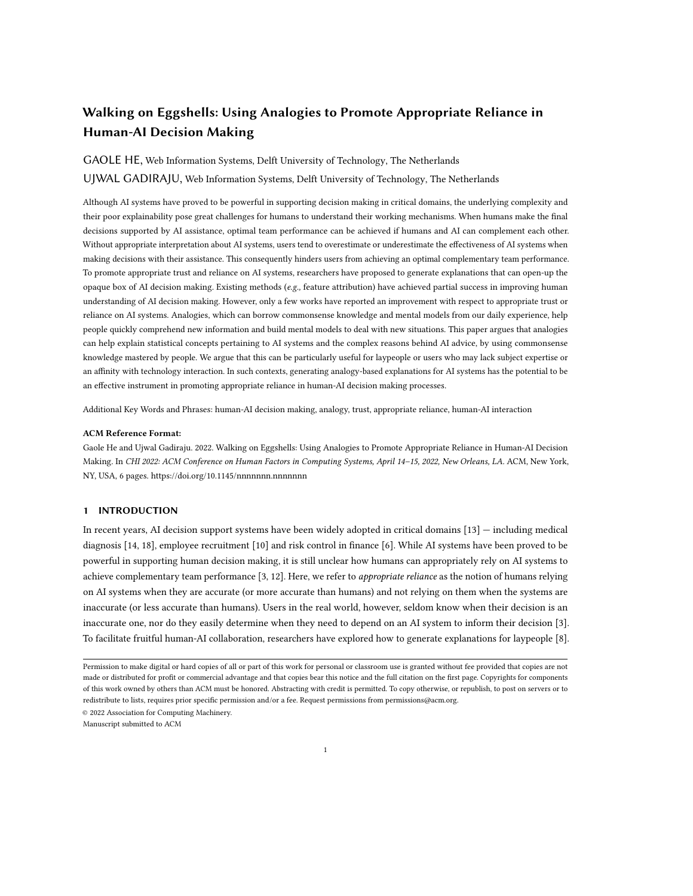# Walking on Eggshells: Using Analogies to Promote Appropriate Reliance in Human-AI Decision Making

GAOLE HE, Web Information Systems, Delft University of Technology, The Netherlands

UJWAL GADIRAJU, Web Information Systems, Delft University of Technology, The Netherlands

Although AI systems have proved to be powerful in supporting decision making in critical domains, the underlying complexity and their poor explainability pose great challenges for humans to understand their working mechanisms. When humans make the final decisions supported by AI assistance, optimal team performance can be achieved if humans and AI can complement each other. Without appropriate interpretation about AI systems, users tend to overestimate or underestimate the effectiveness of AI systems when making decisions with their assistance. This consequently hinders users from achieving an optimal complementary team performance. To promote appropriate trust and reliance on AI systems, researchers have proposed to generate explanations that can open-up the opaque box of AI decision making. Existing methods (*e.g.,* feature attribution) have achieved partial success in improving human understanding of AI decision making. However, only a few works have reported an improvement with respect to appropriate trust or reliance on AI systems. Analogies, which can borrow commonsense knowledge and mental models from our daily experience, help people quickly comprehend new information and build mental models to deal with new situations. This paper argues that analogies can help explain statistical concepts pertaining to AI systems and the complex reasons behind AI advice, by using commonsense knowledge mastered by people. We argue that this can be particularly useful for laypeople or users who may lack subject expertise or an affinity with technology interaction. In such contexts, generating analogy-based explanations for AI systems has the potential to be an effective instrument in promoting appropriate reliance in human-AI decision making processes.

Additional Key Words and Phrases: human-AI decision making, analogy, trust, appropriate reliance, human-AI interaction

**ACM Reference Format:**

Gaole He and Ujwal Gadiraju. 2022. Walking on Eggshells: Using Analogies to Promote Appropriate Reliance in Human-AI Decision Making. In *CHI 2022: ACM Conference on Human Factors in Computing Systems, April 14–15, 2022, New Orleans, LA.* ACM, New York, NY, USA, 6 pages. https://doi.org/10.1145/nnnnnnn.nnnnnnn

## 1 INTRODUCTION

In recent years, AI decision support systems have been widely adopted in critical domains [13] — including medical diagnosis [14, 18], employee recruitment [10] and risk control in finance [6]. While AI systems have been proved to be powerful in supporting human decision making, it is still unclear how humans can appropriately rely on AI systems to achieve complementary team performance [3, 12]. Here, we refer to *appropriate reliance* as the notion of humans relying on AI systems when they are accurate (or more accurate than humans) and not relying on them when the systems are inaccurate (or less accurate than humans). Users in the real world, however, seldom know when their decision is an inaccurate one, nor do they easily determine when they need to depend on an AI system to inform their decision [3]. To facilitate fruitful human-AI collaboration, researchers have explored how to generate explanations for laypeople [8].

---

Permission to make digital or hard copies of all or part of this work for personal or classroom use is granted without fee provided that copies are not made or distributed for profit or commercial advantage and that copies bear this notice and the full citation on the first page. Copyrights for components of this work owned by others than ACM must be honored. Abstracting with credit is permitted. To copy otherwise, or republish, to post on servers or to redistribute to lists, requires prior specific permission and/or a fee. Request permissions from permissions@acm.org.

© 2022 Association for Computing Machinery.

Manuscript submitted to ACM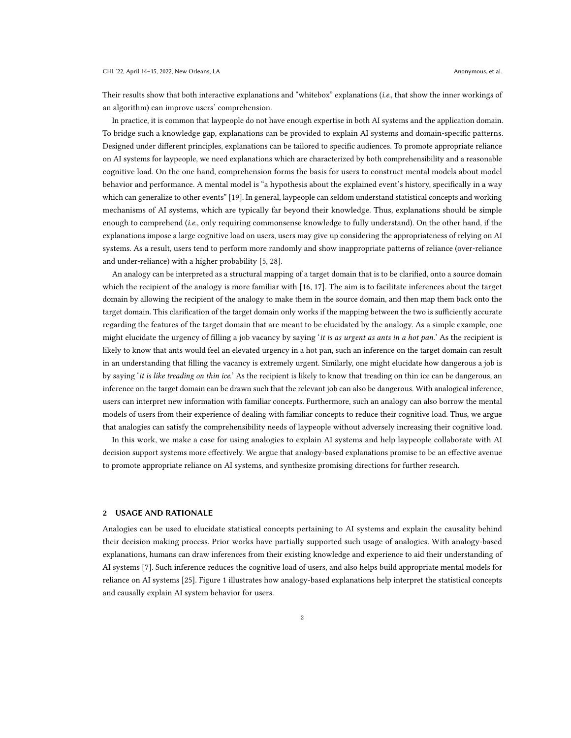Their results show that both interactive explanations and "whitebox" explanations (*i.e.,* that show the inner workings of an algorithm) can improve users' comprehension.

In practice, it is common that laypeople do not have enough expertise in both AI systems and the application domain. To bridge such a knowledge gap, explanations can be provided to explain AI systems and domain-specific patterns. Designed under different principles, explanations can be tailored to specific audiences. To promote appropriate reliance on AI systems for laypeople, we need explanations which are characterized by both comprehensibility and a reasonable cognitive load. On the one hand, comprehension forms the basis for users to construct mental models about model behavior and performance. A mental model is "a hypothesis about the explained event's history, specifically in a way which can generalize to other events" [19]. In general, laypeople can seldom understand statistical concepts and working mechanisms of AI systems, which are typically far beyond their knowledge. Thus, explanations should be simple enough to comprehend (*i.e.,* only requiring commonsense knowledge to fully understand). On the other hand, if the explanations impose a large cognitive load on users, users may give up considering the appropriateness of relying on AI systems. As a result, users tend to perform more randomly and show inappropriate patterns of reliance (over-reliance and under-reliance) with a higher probability [5, 28].

An analogy can be interpreted as a structural mapping of a target domain that is to be clarified, onto a source domain which the recipient of the analogy is more familiar with [16, 17]. The aim is to facilitate inferences about the target domain by allowing the recipient of the analogy to make them in the source domain, and then map them back onto the target domain. This clarification of the target domain only works if the mapping between the two is sufficiently accurate regarding the features of the target domain that are meant to be elucidated by the analogy. As a simple example, one might elucidate the urgency of filling a job vacancy by saying '*it is as urgent as ants in a hot pan.*' As the recipient is likely to know that ants would feel an elevated urgency in a hot pan, such an inference on the target domain can result in an understanding that filling the vacancy is extremely urgent. Similarly, one might elucidate how dangerous a job is by saying '*it is like treading on thin ice.*' As the recipient is likely to know that treading on thin ice can be dangerous, an inference on the target domain can be drawn such that the relevant job can also be dangerous. With analogical inference, users can interpret new information with familiar concepts. Furthermore, such an analogy can also borrow the mental models of users from their experience of dealing with familiar concepts to reduce their cognitive load. Thus, we argue that analogies can satisfy the comprehensibility needs of laypeople without adversely increasing their cognitive load.

In this work, we make a case for using analogies to explain AI systems and help laypeople collaborate with AI decision support systems more effectively. We argue that analogy-based explanations promise to be an effective avenue to promote appropriate reliance on AI systems, and synthesize promising directions for further research.

## 2 USAGE AND RATIONALE

Analogies can be used to elucidate statistical concepts pertaining to AI systems and explain the causality behind their decision making process. Prior works have partially supported such usage of analogies. With analogy-based explanations, humans can draw inferences from their existing knowledge and experience to aid their understanding of AI systems [7]. Such inference reduces the cognitive load of users, and also helps build appropriate mental models for reliance on AI systems [25]. Figure 1 illustrates how analogy-based explanations help interpret the statistical concepts and causally explain AI system behavior for users.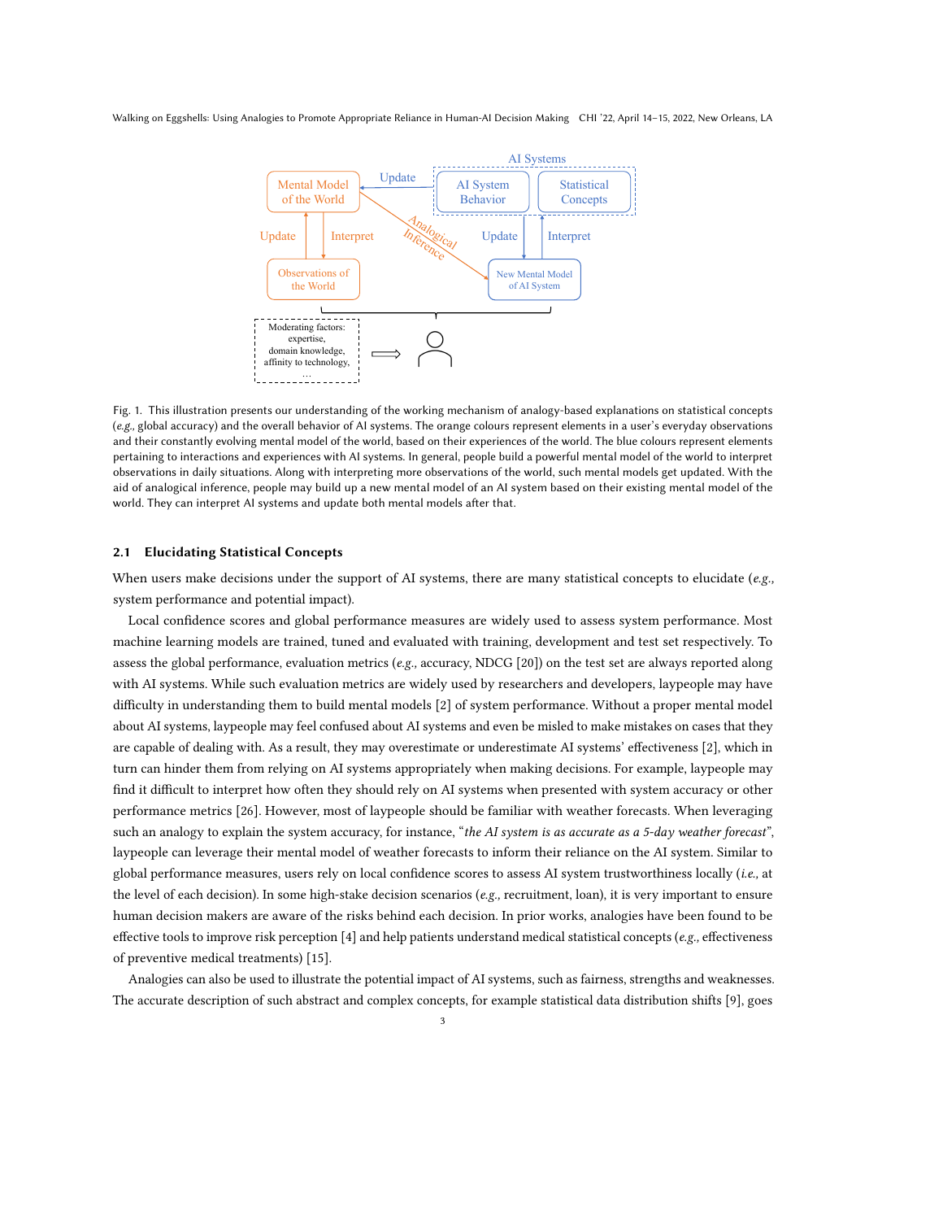Fig. 1. This illustration presents our understanding of the working mechanism of analogy-based explanations on statistical concepts (*e.g.,* global accuracy) and the overall behavior of AI systems. The orange colours represent elements in a user's everyday observations and their constantly evolving mental model of the world, based on their experiences of the world. The blue colours represent elements pertaining to interactions and experiences with AI systems. In general, people build a powerful mental model of the world to interpret observations in daily situations. Along with interpreting more observations of the world, such mental models get updated. With the aid of analogical inference, people may build up a new mental model of an AI system based on their existing mental model of the world. They can interpret AI systems and update both mental models after that.

### 2.1 Elucidating Statistical Concepts

When users make decisions under the support of AI systems, there are many statistical concepts to elucidate (*e.g.,* system performance and potential impact).

Local confidence scores and global performance measures are widely used to assess system performance. Most machine learning models are trained, tuned and evaluated with training, development and test set respectively. To assess the global performance, evaluation metrics (*e.g.,* accuracy, NDCG [20]) on the test set are always reported along with AI systems. While such evaluation metrics are widely used by researchers and developers, laypeople may have difficulty in understanding them to build mental models [2] of system performance. Without a proper mental model about AI systems, laypeople may feel confused about AI systems and even be misled to make mistakes on cases that they are capable of dealing with. As a result, they may overestimate or underestimate AI systems' effectiveness [2], which in turn can hinder them from relying on AI systems appropriately when making decisions. For example, laypeople may find it difficult to interpret how often they should rely on AI systems when presented with system accuracy or other performance metrics [26]. However, most of laypeople should be familiar with weather forecasts. When leveraging such an analogy to explain the system accuracy, for instance, "*the AI system is as accurate as a 5-day weather forecast*", laypeople can leverage their mental model of weather forecasts to inform their reliance on the AI system. Similar to global performance measures, users rely on local confidence scores to assess AI system trustworthiness locally (*i.e.,* at the level of each decision). In some high-stake decision scenarios (*e.g.,* recruitment, loan), it is very important to ensure human decision makers are aware of the risks behind each decision. In prior works, analogies have been found to be effective tools to improve risk perception [4] and help patients understand medical statistical concepts (*e.g.,* effectiveness of preventive medical treatments) [15].

Analogies can also be used to illustrate the potential impact of AI systems, such as fairness, strengths and weaknesses. The accurate description of such abstract and complex concepts, for example statistical data distribution shifts [9], goes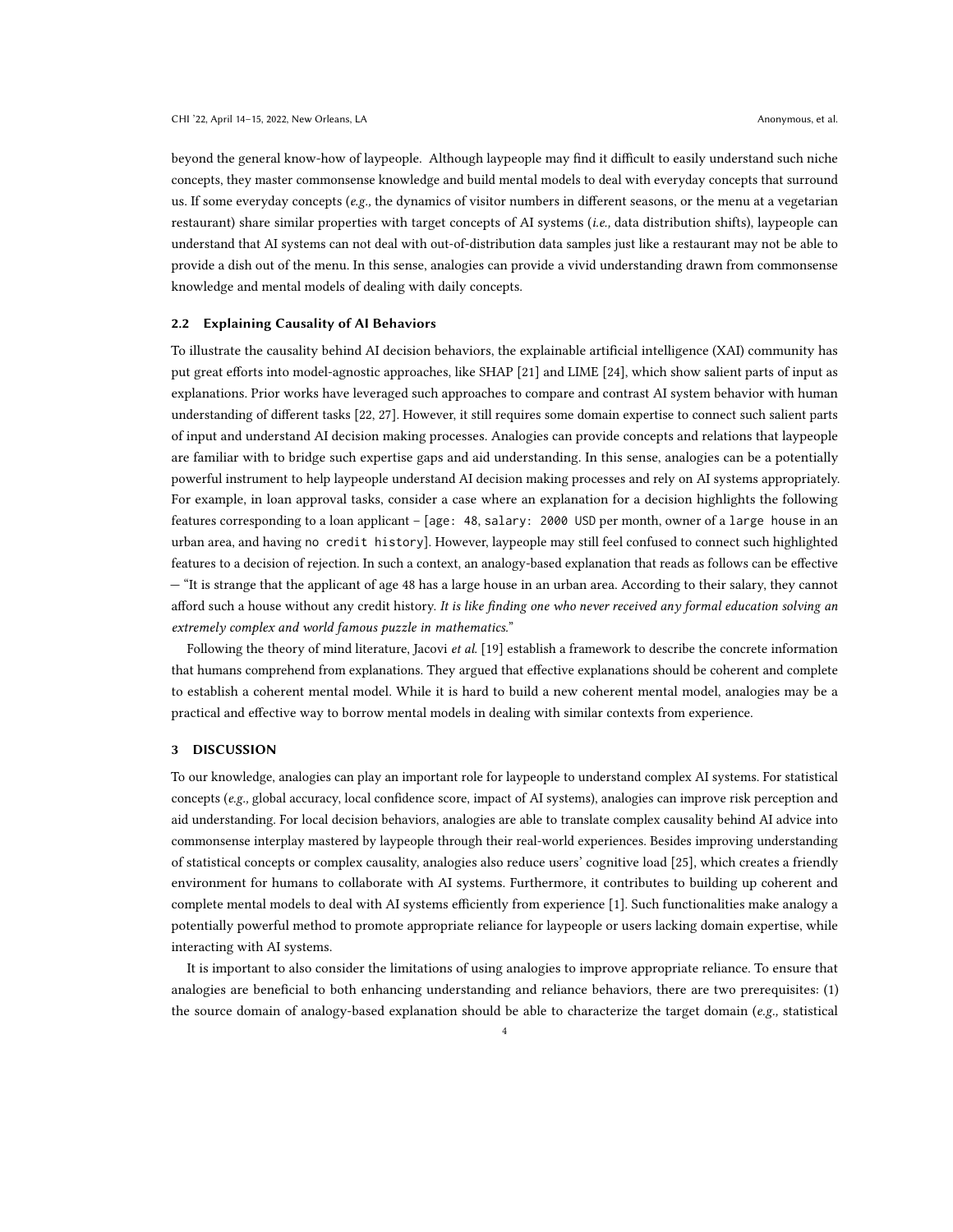beyond the general know-how of laypeople. Although laypeople may find it difficult to easily understand such niche concepts, they master commonsense knowledge and build mental models to deal with everyday concepts that surround us. If some everyday concepts (*e.g.,* the dynamics of visitor numbers in different seasons, or the menu at a vegetarian restaurant) share similar properties with target concepts of AI systems (*i.e.,* data distribution shifts), laypeople can understand that AI systems can not deal with out-of-distribution data samples just like a restaurant may not be able to provide a dish out of the menu. In this sense, analogies can provide a vivid understanding drawn from commonsense knowledge and mental models of dealing with daily concepts.

### 2.2 Explaining Causality of AI Behaviors

To illustrate the causality behind AI decision behaviors, the explainable artificial intelligence (XAI) community has put great efforts into model-agnostic approaches, like SHAP [21] and LIME [24], which show salient parts of input as explanations. Prior works have leveraged such approaches to compare and contrast AI system behavior with human understanding of different tasks [22, 27]. However, it still requires some domain expertise to connect such salient parts of input and understand AI decision making processes. Analogies can provide concepts and relations that laypeople are familiar with to bridge such expertise gaps and aid understanding. In this sense, analogies can be a potentially powerful instrument to help laypeople understand AI decision making processes and rely on AI systems appropriately. For example, in loan approval tasks, consider a case where an explanation for a decision highlights the following features corresponding to a loan applicant – [`age: 48`, `salary: 2000` USD per month, owner of a `large house` in an urban area, and having `no credit history`]. However, laypeople may still feel confused to connect such highlighted features to a decision of rejection. In such a context, an analogy-based explanation that reads as follows can be effective — "It is strange that the applicant of age 48 has a large house in an urban area. According to their salary, they cannot afford such a house without any credit history. *It is like finding one who never received any formal education solving an extremely complex and world famous puzzle in mathematics.*"

Following the theory of mind literature, Jacovi *et al.* [19] establish a framework to describe the concrete information that humans comprehend from explanations. They argued that effective explanations should be coherent and complete to establish a coherent mental model. While it is hard to build a new coherent mental model, analogies may be a practical and effective way to borrow mental models in dealing with similar contexts from experience.

## 3 DISCUSSION

To our knowledge, analogies can play an important role for laypeople to understand complex AI systems. For statistical concepts (*e.g.,* global accuracy, local confidence score, impact of AI systems), analogies can improve risk perception and aid understanding. For local decision behaviors, analogies are able to translate complex causality behind AI advice into commonsense interplay mastered by laypeople through their real-world experiences. Besides improving understanding of statistical concepts or complex causality, analogies also reduce users' cognitive load [25], which creates a friendly environment for humans to collaborate with AI systems. Furthermore, it contributes to building up coherent and complete mental models to deal with AI systems efficiently from experience [1]. Such functionalities make analogy a potentially powerful method to promote appropriate reliance for laypeople or users lacking domain expertise, while interacting with AI systems.

It is important to also consider the limitations of using analogies to improve appropriate reliance. To ensure that analogies are beneficial to both enhancing understanding and reliance behaviors, there are two prerequisites: (1) the source domain of analogy-based explanation should be able to characterize the target domain (*e.g.,* statistical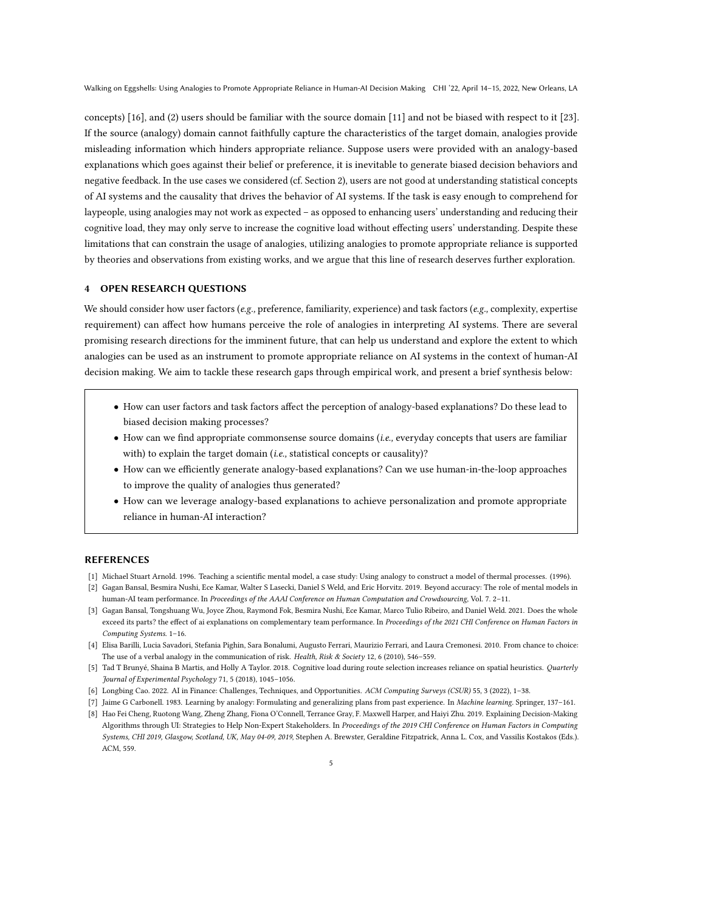concepts) [16], and (2) users should be familiar with the source domain [11] and not be biased with respect to it [23]. If the source (analogy) domain cannot faithfully capture the characteristics of the target domain, analogies provide misleading information which hinders appropriate reliance. Suppose users were provided with an analogy-based explanations which goes against their belief or preference, it is inevitable to generate biased decision behaviors and negative feedback. In the use cases we considered (cf. Section 2), users are not good at understanding statistical concepts of AI systems and the causality that drives the behavior of AI systems. If the task is easy enough to comprehend for laypeople, using analogies may not work as expected – as opposed to enhancing users' understanding and reducing their cognitive load, they may only serve to increase the cognitive load without effecting users' understanding. Despite these limitations that can constrain the usage of analogies, utilizing analogies to promote appropriate reliance is supported by theories and observations from existing works, and we argue that this line of research deserves further exploration.

## 4 OPEN RESEARCH QUESTIONS

We should consider how user factors (*e.g.,* preference, familiarity, experience) and task factors (*e.g.,* complexity, expertise requirement) can affect how humans perceive the role of analogies in interpreting AI systems. There are several promising research directions for the imminent future, that can help us understand and explore the extent to which analogies can be used as an instrument to promote appropriate reliance on AI systems in the context of human-AI decision making. We aim to tackle these research gaps through empirical work, and present a brief synthesis below:

- How can user factors and task factors affect the perception of analogy-based explanations? Do these lead to biased decision making processes?
- How can we find appropriate commonsense source domains (*i.e.,* everyday concepts that users are familiar with) to explain the target domain (*i.e.,* statistical concepts or causality)?
- How can we efficiently generate analogy-based explanations? Can we use human-in-the-loop approaches to improve the quality of analogies thus generated?
- How can we leverage analogy-based explanations to achieve personalization and promote appropriate reliance in human-AI interaction?

## REFERENCES

[1] Michael Stuart Arnold. 1996. Teaching a scientific mental model, a case study: Using analogy to construct a model of thermal processes. (1996).

[2] Gagan Bansal, Besmira Nushi, Ece Kamar, Walter S Lasecki, Daniel S Weld, and Eric Horvitz. 2019. Beyond accuracy: The role of mental models in human-AI team performance. In *Proceedings of the AAAI Conference on Human Computation and Crowdsourcing*, Vol. 7. 2–11.

[3] Gagan Bansal, Tongshuang Wu, Joyce Zhou, Raymond Fok, Besmira Nushi, Ece Kamar, Marco Tulio Ribeiro, and Daniel Weld. 2021. Does the whole exceed its parts? the effect of ai explanations on complementary team performance. In *Proceedings of the 2021 CHI Conference on Human Factors in Computing Systems*. 1–16.

[4] Elisa Barilli, Lucia Savadori, Stefania Pighin, Sara Bonalumi, Augusto Ferrari, Maurizio Ferrari, and Laura Cremonesi. 2010. From chance to choice: The use of a verbal analogy in the communication of risk. *Health, Risk & Society* 12, 6 (2010), 546–559.

[5] Tad T Brunyé, Shaina B Martis, and Holly A Taylor. 2018. Cognitive load during route selection increases reliance on spatial heuristics. *Quarterly Journal of Experimental Psychology* 71, 5 (2018), 1045–1056.

[6] Longbing Cao. 2022. AI in Finance: Challenges, Techniques, and Opportunities. *ACM Computing Surveys (CSUR)* 55, 3 (2022), 1–38.

[7] Jaime G Carbonell. 1983. Learning by analogy: Formulating and generalizing plans from past experience. In *Machine learning*. Springer, 137–161.

[8] Hao Fei Cheng, Ruotong Wang, Zheng Zhang, Fiona O'Connell, Terrance Gray, F. Maxwell Harper, and Haiyi Zhu. 2019. Explaining Decision-Making Algorithms through UI: Strategies to Help Non-Expert Stakeholders. In *Proceedings of the 2019 CHI Conference on Human Factors in Computing Systems, CHI 2019, Glasgow, Scotland, UK, May 04-09, 2019*, Stephen A. Brewster, Geraldine Fitzpatrick, Anna L. Cox, and Vassilis Kostakos (Eds.). ACM, 559.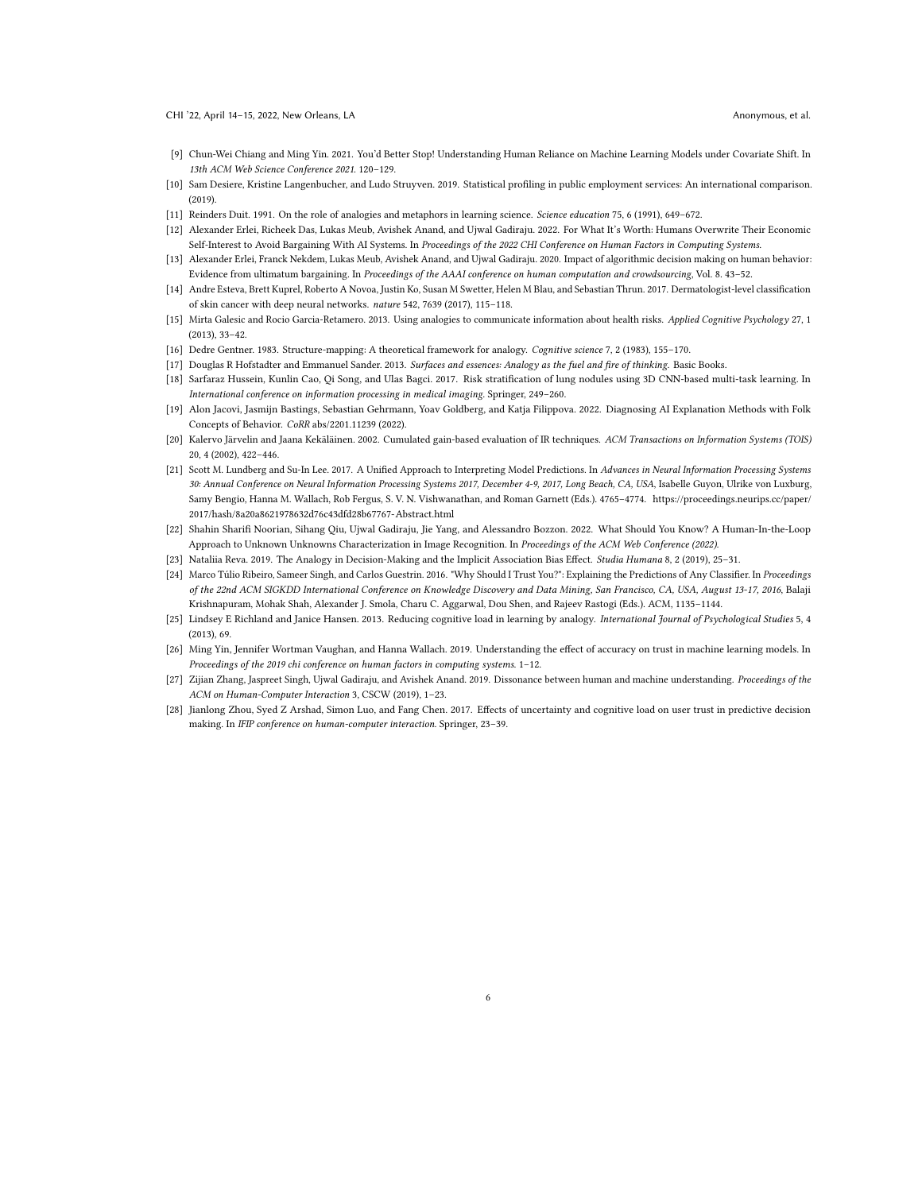[9] Chun-Wei Chiang and Ming Yin. 2021. You'd Better Stop! Understanding Human Reliance on Machine Learning Models under Covariate Shift. In *13th ACM Web Science Conference 2021*. 120–129.

[10] Sam Desiere, Kristine Langenbucher, and Ludo Struyven. 2019. Statistical profiling in public employment services: An international comparison. (2019).

[11] Reinders Duit. 1991. On the role of analogies and metaphors in learning science. *Science education* 75, 6 (1991), 649–672.

[12] Alexander Erlei, Richeek Das, Lukas Meub, Avishek Anand, and Ujwal Gadiraju. 2022. For What It's Worth: Humans Overwrite Their Economic Self-Interest to Avoid Bargaining With AI Systems. In *Proceedings of the 2022 CHI Conference on Human Factors in Computing Systems*.

[13] Alexander Erlei, Franck Nekdem, Lukas Meub, Avishek Anand, and Ujwal Gadiraju. 2020. Impact of algorithmic decision making on human behavior: Evidence from ultimatum bargaining. In *Proceedings of the AAAI conference on human computation and crowdsourcing*, Vol. 8. 43–52.

[14] Andre Esteva, Brett Kuprel, Roberto A Novoa, Justin Ko, Susan M Swetter, Helen M Blau, and Sebastian Thrun. 2017. Dermatologist-level classification of skin cancer with deep neural networks. *nature* 542, 7639 (2017), 115–118.

[15] Mirta Galesic and Rocio Garcia-Retamero. 2013. Using analogies to communicate information about health risks. *Applied Cognitive Psychology* 27, 1 (2013), 33–42.

[16] Dedre Gentner. 1983. Structure-mapping: A theoretical framework for analogy. *Cognitive science* 7, 2 (1983), 155–170.

[17] Douglas R Hofstadter and Emmanuel Sander. 2013. *Surfaces and essences: Analogy as the fuel and fire of thinking*. Basic Books.

[18] Sarfaraz Hussein, Kunlin Cao, Qi Song, and Ulas Bagci. 2017. Risk stratification of lung nodules using 3D CNN-based multi-task learning. In *International conference on information processing in medical imaging*. Springer, 249–260.

[19] Alon Jacovi, Jasmijn Bastings, Sebastian Gehrmann, Yoav Goldberg, and Katja Filippova. 2022. Diagnosing AI Explanation Methods with Folk Concepts of Behavior. *CoRR* abs/2201.11239 (2022).

[20] Kalervo Järvelin and Jaana Kekäläinen. 2002. Cumulated gain-based evaluation of IR techniques. *ACM Transactions on Information Systems (TOIS)* 20, 4 (2002), 422–446.

[21] Scott M. Lundberg and Su-In Lee. 2017. A Unified Approach to Interpreting Model Predictions. In *Advances in Neural Information Processing Systems 30: Annual Conference on Neural Information Processing Systems 2017, December 4-9, 2017, Long Beach, CA, USA*, Isabelle Guyon, Ulrike von Luxburg, Samy Bengio, Hanna M. Wallach, Rob Fergus, S. V. N. Vishwanathan, and Roman Garnett (Eds.). 4765–4774. https://proceedings.neurips.cc/paper/2017/hash/8a20a8621978632d76c43dfd28b67767-Abstract.html

[22] Shahin Sharifi Noorian, Sihang Qiu, Ujwal Gadiraju, Jie Yang, and Alessandro Bozzon. 2022. What Should You Know? A Human-In-the-Loop Approach to Unknown Unknowns Characterization in Image Recognition. In *Proceedings of the ACM Web Conference (2022)*.

[23] Nataliia Reva. 2019. The Analogy in Decision-Making and the Implicit Association Bias Effect. *Studia Humana* 8, 2 (2019), 25–31.

[24] Marco Túlio Ribeiro, Sameer Singh, and Carlos Guestrin. 2016. "Why Should I Trust You?": Explaining the Predictions of Any Classifier. In *Proceedings of the 22nd ACM SIGKDD International Conference on Knowledge Discovery and Data Mining, San Francisco, CA, USA, August 13-17, 2016*, Balaji Krishnapuram, Mohak Shah, Alexander J. Smola, Charu C. Aggarwal, Dou Shen, and Rajeev Rastogi (Eds.). ACM, 1135–1144.

[25] Lindsey E Richland and Janice Hansen. 2013. Reducing cognitive load in learning by analogy. *International Journal of Psychological Studies* 5, 4 (2013), 69.

[26] Ming Yin, Jennifer Wortman Vaughan, and Hanna Wallach. 2019. Understanding the effect of accuracy on trust in machine learning models. In *Proceedings of the 2019 chi conference on human factors in computing systems*. 1–12.

[27] Zijian Zhang, Jaspreet Singh, Ujwal Gadiraju, and Avishek Anand. 2019. Dissonance between human and machine understanding. *Proceedings of the ACM on Human-Computer Interaction* 3, CSCW (2019), 1–23.

[28] Jianlong Zhou, Syed Z Arshad, Simon Luo, and Fang Chen. 2017. Effects of uncertainty and cognitive load on user trust in predictive decision making. In *IFIP conference on human-computer interaction*. Springer, 23–39.